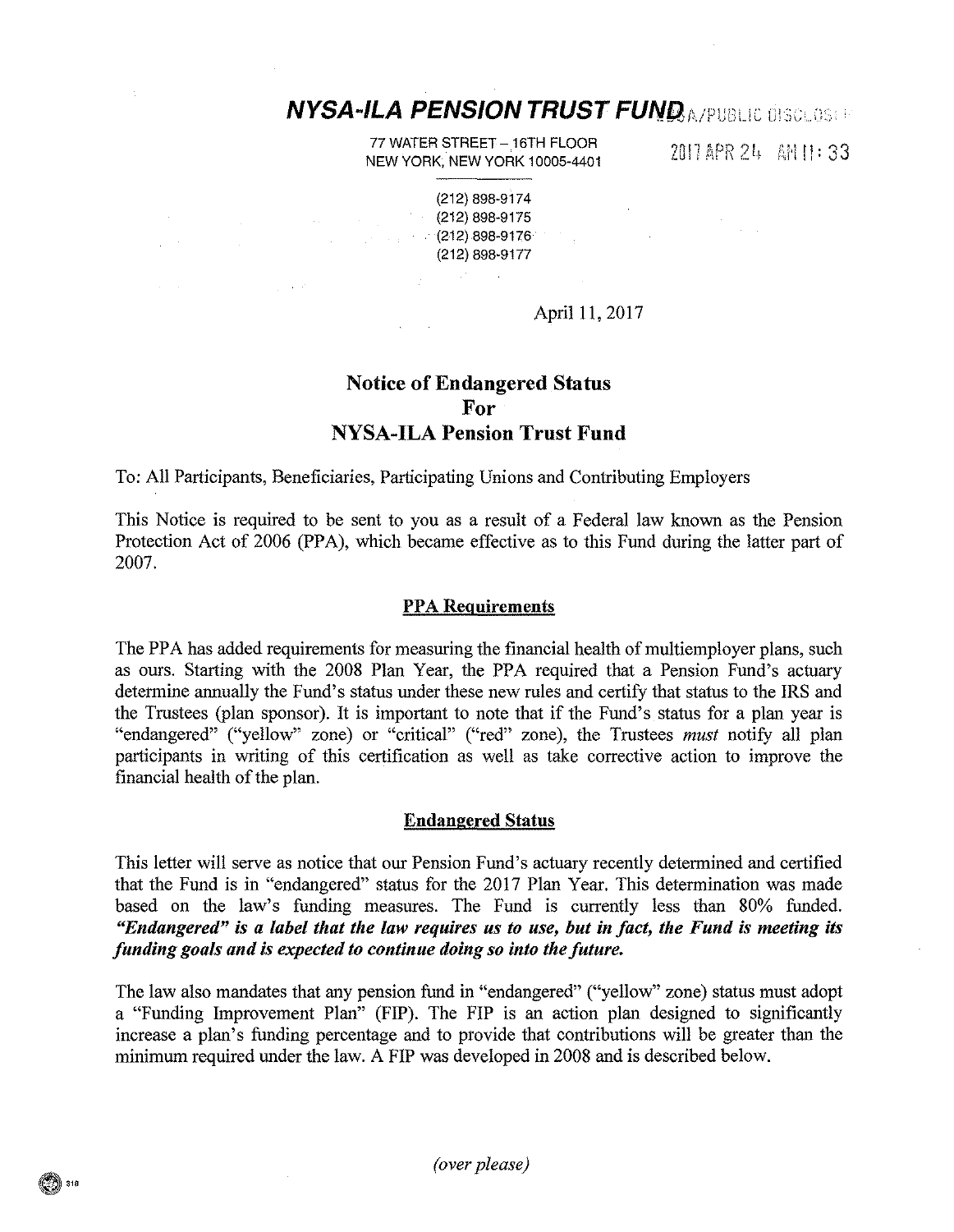# NYSA-ILA PENSION TRUST FUND

77 WATER STREET – 16TH FLOOR
NEW YORK, NEW YORK 10005-4401

(212) 898-9174
(212) 898-9175
(212) 898-9176
(212) 898-9177

April 11, 2017

## Notice of Endangered Status For NYSA-ILA Pension Trust Fund

To: All Participants, Beneficiaries, Participating Unions and Contributing Employers

This Notice is required to be sent to you as a result of a Federal law known as the Pension Protection Act of 2006 (PPA), which became effective as to this Fund during the latter part of 2007.

### PPA Requirements

The PPA has added requirements for measuring the financial health of multiemployer plans, such as ours. Starting with the 2008 Plan Year, the PPA required that a Pension Fund's actuary determine annually the Fund's status under these new rules and certify that status to the IRS and the Trustees (plan sponsor). It is important to note that if the Fund's status for a plan year is "endangered" ("yellow" zone) or "critical" ("red" zone), the Trustees *must* notify all plan participants in writing of this certification as well as take corrective action to improve the financial health of the plan.

### Endangered Status

This letter will serve as notice that our Pension Fund's actuary recently determined and certified that the Fund is in "endangered" status for the 2017 Plan Year. This determination was made based on the law's funding measures. The Fund is currently less than 80% funded. ***"Endangered" is a label that the law requires us to use, but in fact, the Fund is meeting its funding goals and is expected to continue doing so into the future.***

The law also mandates that any pension fund in "endangered" ("yellow" zone) status must adopt a "Funding Improvement Plan" (FIP). The FIP is an action plan designed to significantly increase a plan's funding percentage and to provide that contributions will be greater than the minimum required under the law. A FIP was developed in 2008 and is described below.

*(over please)*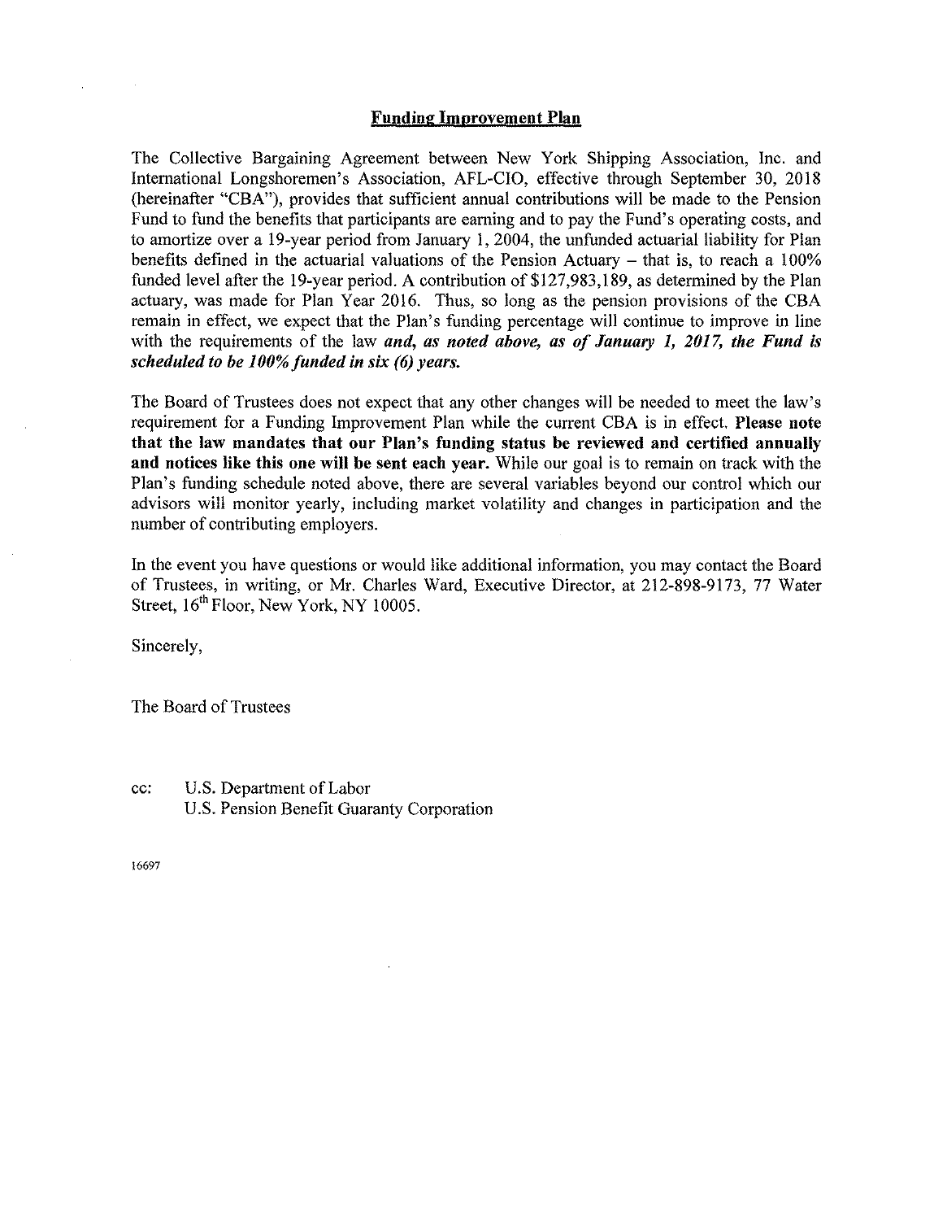## Funding Improvement Plan

The Collective Bargaining Agreement between New York Shipping Association, Inc. and International Longshoremen's Association, AFL-CIO, effective through September 30, 2018 (hereinafter "CBA"), provides that sufficient annual contributions will be made to the Pension Fund to fund the benefits that participants are earning and to pay the Fund's operating costs, and to amortize over a 19-year period from January 1, 2004, the unfunded actuarial liability for Plan benefits defined in the actuarial valuations of the Pension Actuary – that is, to reach a 100% funded level after the 19-year period. A contribution of $127,983,189, as determined by the Plan actuary, was made for Plan Year 2016. Thus, so long as the pension provisions of the CBA remain in effect, we expect that the Plan's funding percentage will continue to improve in line with the requirements of the law ***and, as noted above, as of January 1, 2017, the Fund is scheduled to be 100% funded in six (6) years.***

The Board of Trustees does not expect that any other changes will be needed to meet the law's requirement for a Funding Improvement Plan while the current CBA is in effect. **Please note that the law mandates that our Plan's funding status be reviewed and certified annually and notices like this one will be sent each year.** While our goal is to remain on track with the Plan's funding schedule noted above, there are several variables beyond our control which our advisors will monitor yearly, including market volatility and changes in participation and the number of contributing employers.

In the event you have questions or would like additional information, you may contact the Board of Trustees, in writing, or Mr. Charles Ward, Executive Director, at 212-898-9173, 77 Water Street, 16th Floor, New York, NY 10005.

Sincerely,

The Board of Trustees

cc: U.S. Department of Labor
U.S. Pension Benefit Guaranty Corporation

16697